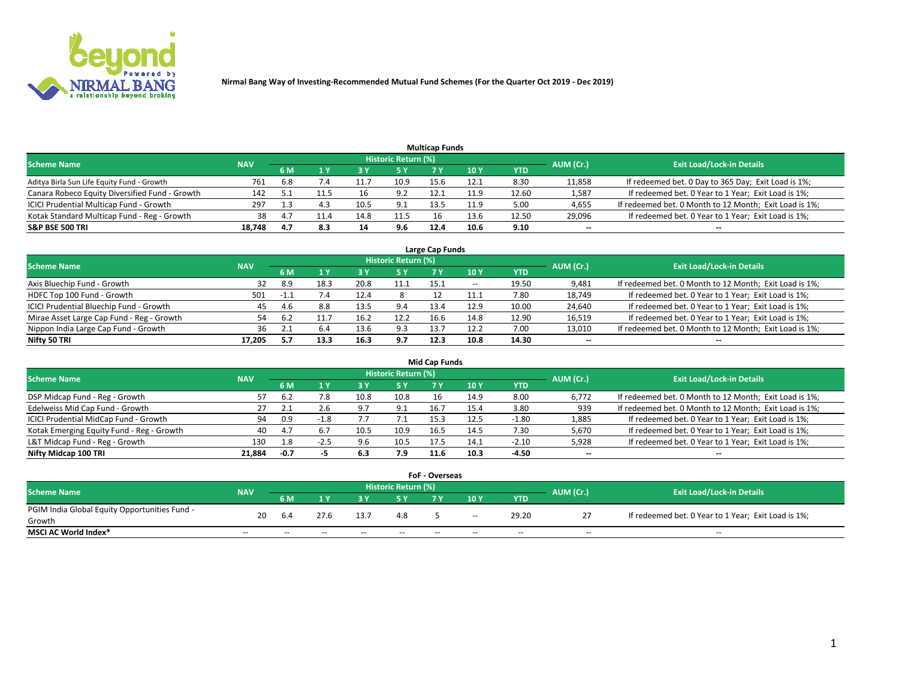**Nirmal Bang Way of Investing-Recommended Mutual Fund Schemes (For the Quarter Oct 2019 - Dec 2019)**

### Multicap Funds

| Scheme Name | NAV | Historic Return (%) | | | | | | | AUM (Cr.) | Exit Load/Lock-in Details |
|---|---|---|---|---|---|---|---|---|---|---|
| | | 6 M | 1 Y | 3 Y | 5 Y | 7 Y | 10 Y | YTD | | |
| Aditya Birla Sun Life Equity Fund - Growth | 761 | 6.8 | 7.4 | 11.7 | 10.9 | 15.6 | 12.1 | 8.30 | 11,858 | If redeemed bet. 0 Day to 365 Day; Exit Load is 1%; |
| Canara Robeco Equity Diversified Fund - Growth | 142 | 5.1 | 11.5 | 16 | 9.2 | 12.1 | 11.9 | 12.60 | 1,587 | If redeemed bet. 0 Year to 1 Year; Exit Load is 1%; |
| ICICI Prudential Multicap Fund - Growth | 297 | 1.3 | 4.3 | 10.5 | 9.1 | 13.5 | 11.9 | 5.00 | 4,655 | If redeemed bet. 0 Month to 12 Month; Exit Load is 1%; |
| Kotak Standard Multicap Fund - Reg - Growth | 38 | 4.7 | 11.4 | 14.8 | 11.5 | 16 | 13.6 | 12.50 | 29,096 | If redeemed bet. 0 Year to 1 Year; Exit Load is 1%; |
| **S&P BSE 500 TRI** | **18,748** | **4.7** | **8.3** | **14** | **9.6** | **12.4** | **10.6** | **9.10** | **--** | **--** |

### Large Cap Funds

| Scheme Name | NAV | Historic Return (%) | | | | | | | AUM (Cr.) | Exit Load/Lock-in Details |
|---|---|---|---|---|---|---|---|---|---|---|
| | | 6 M | 1 Y | 3 Y | 5 Y | 7 Y | 10 Y | YTD | | |
| Axis Bluechip Fund - Growth | 32 | 8.9 | 18.3 | 20.8 | 11.1 | 15.1 | -- | 19.50 | 9,481 | If redeemed bet. 0 Month to 12 Month; Exit Load is 1%; |
| HDFC Top 100 Fund - Growth | 501 | -1.1 | 7.4 | 12.4 | 8 | 12 | 11.1 | 7.80 | 18,749 | If redeemed bet. 0 Year to 1 Year; Exit Load is 1%; |
| ICICI Prudential Bluechip Fund - Growth | 45 | 4.6 | 8.8 | 13.5 | 9.4 | 13.4 | 12.9 | 10.00 | 24,640 | If redeemed bet. 0 Year to 1 Year; Exit Load is 1%; |
| Mirae Asset Large Cap Fund - Reg - Growth | 54 | 6.2 | 11.7 | 16.2 | 12.2 | 16.6 | 14.8 | 12.90 | 16,519 | If redeemed bet. 0 Year to 1 Year; Exit Load is 1%; |
| Nippon India Large Cap Fund - Growth | 36 | 2.1 | 6.4 | 13.6 | 9.3 | 13.7 | 12.2 | 7.00 | 13,010 | If redeemed bet. 0 Month to 12 Month; Exit Load is 1%; |
| **Nifty 50 TRI** | **17,205** | **5.7** | **13.3** | **16.3** | **9.7** | **12.3** | **10.8** | **14.30** | **--** | **--** |

### Mid Cap Funds

| Scheme Name | NAV | Historic Return (%) | | | | | | | AUM (Cr.) | Exit Load/Lock-in Details |
|---|---|---|---|---|---|---|---|---|---|---|
| | | 6 M | 1 Y | 3 Y | 5 Y | 7 Y | 10 Y | YTD | | |
| DSP Midcap Fund - Reg - Growth | 57 | 6.2 | 7.8 | 10.8 | 10.8 | 16 | 14.9 | 8.00 | 6,772 | If redeemed bet. 0 Month to 12 Month; Exit Load is 1%; |
| Edelweiss Mid Cap Fund - Growth | 27 | 2.1 | 2.6 | 9.7 | 9.1 | 16.7 | 15.4 | 3.80 | 939 | If redeemed bet. 0 Month to 12 Month; Exit Load is 1%; |
| ICICI Prudential MidCap Fund - Growth | 94 | 0.9 | -1.8 | 7.7 | 7.1 | 15.3 | 12.5 | -1.80 | 1,885 | If redeemed bet. 0 Year to 1 Year; Exit Load is 1%; |
| Kotak Emerging Equity Fund - Reg - Growth | 40 | 4.7 | 6.7 | 10.5 | 10.9 | 16.5 | 14.5 | 7.30 | 5,670 | If redeemed bet. 0 Year to 1 Year; Exit Load is 1%; |
| L&T Midcap Fund - Reg - Growth | 130 | 1.8 | -2.5 | 9.6 | 10.5 | 17.5 | 14.1 | -2.10 | 5,928 | If redeemed bet. 0 Year to 1 Year; Exit Load is 1%; |
| **Nifty Midcap 100 TRI** | **21,884** | **-0.7** | **-5** | **6.3** | **7.9** | **11.6** | **10.3** | **-4.50** | **--** | **--** |

### FoF - Overseas

| Scheme Name | NAV | Historic Return (%) | | | | | | | AUM (Cr.) | Exit Load/Lock-in Details |
|---|---|---|---|---|---|---|---|---|---|---|
| | | 6 M | 1 Y | 3 Y | 5 Y | 7 Y | 10 Y | YTD | | |
| PGIM India Global Equity Opportunities Fund - Growth | 20 | 6.4 | 27.6 | 13.7 | 4.8 | 5 | -- | 29.20 | 27 | If redeemed bet. 0 Year to 1 Year; Exit Load is 1%; |
| **MSCI AC World Index*** | -- | -- | -- | -- | -- | -- | -- | -- | -- | -- |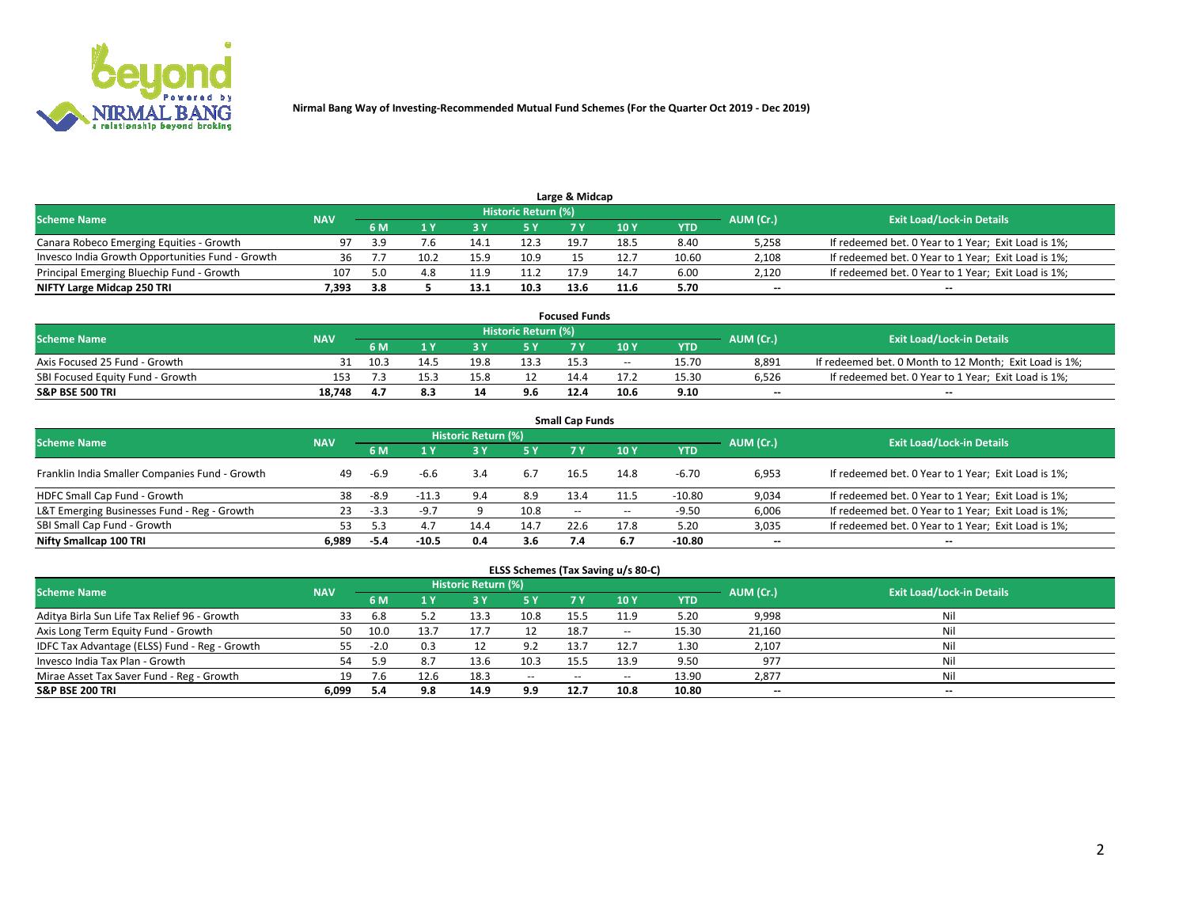Nirmal Bang Way of Investing-Recommended Mutual Fund Schemes (For the Quarter Oct 2019 - Dec 2019)

## Large & Midcap

| Scheme Name | NAV | Historic Return (%) | | | | | | | AUM (Cr.) | Exit Load/Lock-in Details |
|---|---|---|---|---|---|---|---|---|---|---|
| | | 6 M | 1 Y | 3 Y | 5 Y | 7 Y | 10 Y | YTD | | |
| Canara Robeco Emerging Equities - Growth | 97 | 3.9 | 7.6 | 14.1 | 12.3 | 19.7 | 18.5 | 8.40 | 5,258 | If redeemed bet. 0 Year to 1 Year; Exit Load is 1%; |
| Invesco India Growth Opportunities Fund - Growth | 36 | 7.7 | 10.2 | 15.9 | 10.9 | 15 | 12.7 | 10.60 | 2,108 | If redeemed bet. 0 Year to 1 Year; Exit Load is 1%; |
| Principal Emerging Bluechip Fund - Growth | 107 | 5.0 | 4.8 | 11.9 | 11.2 | 17.9 | 14.7 | 6.00 | 2,120 | If redeemed bet. 0 Year to 1 Year; Exit Load is 1%; |
| **NIFTY Large Midcap 250 TRI** | **7,393** | **3.8** | **5** | **13.1** | **10.3** | **13.6** | **11.6** | **5.70** | **--** | **--** |

## Focused Funds

| Scheme Name | NAV | Historic Return (%) | | | | | | | AUM (Cr.) | Exit Load/Lock-in Details |
|---|---|---|---|---|---|---|---|---|---|---|
| | | 6 M | 1 Y | 3 Y | 5 Y | 7 Y | 10 Y | YTD | | |
| Axis Focused 25 Fund - Growth | 31 | 10.3 | 14.5 | 19.8 | 13.3 | 15.3 | -- | 15.70 | 8,891 | If redeemed bet. 0 Month to 12 Month; Exit Load is 1%; |
| SBI Focused Equity Fund - Growth | 153 | 7.3 | 15.3 | 15.8 | 12 | 14.4 | 17.2 | 15.30 | 6,526 | If redeemed bet. 0 Year to 1 Year; Exit Load is 1%; |
| **S&P BSE 500 TRI** | **18,748** | **4.7** | **8.3** | **14** | **9.6** | **12.4** | **10.6** | **9.10** | **--** | **--** |

## Small Cap Funds

| Scheme Name | NAV | Historic Return (%) | | | | | | | AUM (Cr.) | Exit Load/Lock-in Details |
|---|---|---|---|---|---|---|---|---|---|---|
| | | 6 M | 1 Y | 3 Y | 5 Y | 7 Y | 10 Y | YTD | | |
| Franklin India Smaller Companies Fund - Growth | 49 | -6.9 | -6.6 | 3.4 | 6.7 | 16.5 | 14.8 | -6.70 | 6,953 | If redeemed bet. 0 Year to 1 Year; Exit Load is 1%; |
| HDFC Small Cap Fund - Growth | 38 | -8.9 | -11.3 | 9.4 | 8.9 | 13.4 | 11.5 | -10.80 | 9,034 | If redeemed bet. 0 Year to 1 Year; Exit Load is 1%; |
| L&T Emerging Businesses Fund - Reg - Growth | 23 | -3.3 | -9.7 | 9 | 10.8 | -- | -- | -9.50 | 6,006 | If redeemed bet. 0 Year to 1 Year; Exit Load is 1%; |
| SBI Small Cap Fund - Growth | 53 | 5.3 | 4.7 | 14.4 | 14.7 | 22.6 | 17.8 | 5.20 | 3,035 | If redeemed bet. 0 Year to 1 Year; Exit Load is 1%; |
| **Nifty Smallcap 100 TRI** | **6,989** | **-5.4** | **-10.5** | **0.4** | **3.6** | **7.4** | **6.7** | **-10.80** | **--** | **--** |

## ELSS Schemes (Tax Saving u/s 80-C)

| Scheme Name | NAV | Historic Return (%) | | | | | | | AUM (Cr.) | Exit Load/Lock-in Details |
|---|---|---|---|---|---|---|---|---|---|---|
| | | 6 M | 1 Y | 3 Y | 5 Y | 7 Y | 10 Y | YTD | | |
| Aditya Birla Sun Life Tax Relief 96 - Growth | 33 | 6.8 | 5.2 | 13.3 | 10.8 | 15.5 | 11.9 | 5.20 | 9,998 | Nil |
| Axis Long Term Equity Fund - Growth | 50 | 10.0 | 13.7 | 17.7 | 12 | 18.7 | -- | 15.30 | 21,160 | Nil |
| IDFC Tax Advantage (ELSS) Fund - Reg - Growth | 55 | -2.0 | 0.3 | 12 | 9.2 | 13.7 | 12.7 | 1.30 | 2,107 | Nil |
| Invesco India Tax Plan - Growth | 54 | 5.9 | 8.7 | 13.6 | 10.3 | 15.5 | 13.9 | 9.50 | 977 | Nil |
| Mirae Asset Tax Saver Fund - Reg - Growth | 19 | 7.6 | 12.6 | 18.3 | -- | -- | -- | 13.90 | 2,877 | Nil |
| **S&P BSE 200 TRI** | **6,099** | **5.4** | **9.8** | **14.9** | **9.9** | **12.7** | **10.8** | **10.80** | **--** | **--** |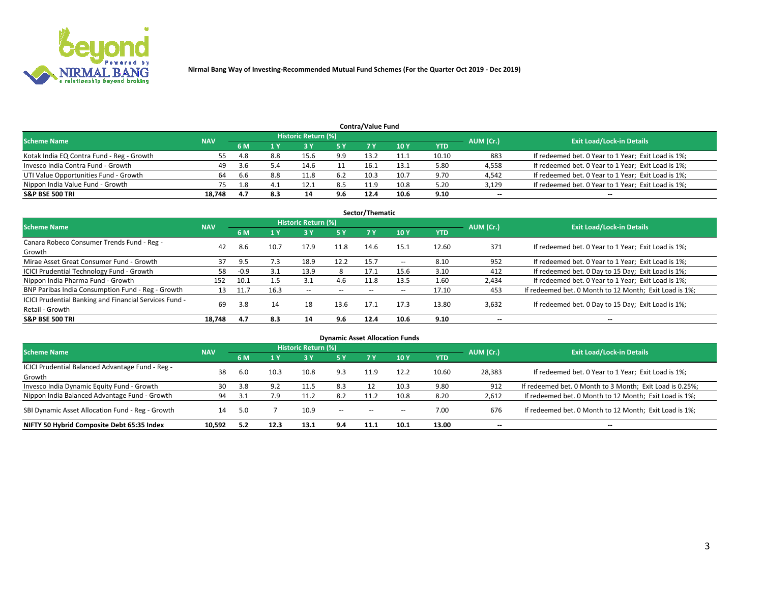Nirmal Bang Way of Investing-Recommended Mutual Fund Schemes (For the Quarter Oct 2019 - Dec 2019)

## Contra/Value Fund

| Scheme Name | NAV | Historic Return (%) | | | | | | | AUM (Cr.) | Exit Load/Lock-in Details |
|---|---|---|---|---|---|---|---|---|---|---|
| | | 6 M | 1 Y | 3 Y | 5 Y | 7 Y | 10 Y | YTD | | |
| Kotak India EQ Contra Fund - Reg - Growth | 55 | 4.8 | 8.8 | 15.6 | 9.9 | 13.2 | 11.1 | 10.10 | 883 | If redeemed bet. 0 Year to 1 Year; Exit Load is 1%; |
| Invesco India Contra Fund - Growth | 49 | 3.6 | 5.4 | 14.6 | 11 | 16.1 | 13.1 | 5.80 | 4,558 | If redeemed bet. 0 Year to 1 Year; Exit Load is 1%; |
| UTI Value Opportunities Fund - Growth | 64 | 6.6 | 8.8 | 11.8 | 6.2 | 10.3 | 10.7 | 9.70 | 4,542 | If redeemed bet. 0 Year to 1 Year; Exit Load is 1%; |
| Nippon India Value Fund - Growth | 75 | 1.8 | 4.1 | 12.1 | 8.5 | 11.9 | 10.8 | 5.20 | 3,129 | If redeemed bet. 0 Year to 1 Year; Exit Load is 1%; |
| **S&P BSE 500 TRI** | **18,748** | **4.7** | **8.3** | **14** | **9.6** | **12.4** | **10.6** | **9.10** | **--** | **--** |

## Sector/Thematic

| Scheme Name | NAV | Historic Return (%) | | | | | | | AUM (Cr.) | Exit Load/Lock-in Details |
|---|---|---|---|---|---|---|---|---|---|---|
| | | 6 M | 1 Y | 3 Y | 5 Y | 7 Y | 10 Y | YTD | | |
| Canara Robeco Consumer Trends Fund - Reg - Growth | 42 | 8.6 | 10.7 | 17.9 | 11.8 | 14.6 | 15.1 | 12.60 | 371 | If redeemed bet. 0 Year to 1 Year; Exit Load is 1%; |
| Mirae Asset Great Consumer Fund - Growth | 37 | 9.5 | 7.3 | 18.9 | 12.2 | 15.7 | -- | 8.10 | 952 | If redeemed bet. 0 Year to 1 Year; Exit Load is 1%; |
| ICICI Prudential Technology Fund - Growth | 58 | -0.9 | 3.1 | 13.9 | 8 | 17.1 | 15.6 | 3.10 | 412 | If redeemed bet. 0 Day to 15 Day; Exit Load is 1%; |
| Nippon India Pharma Fund - Growth | 152 | 10.1 | 1.5 | 3.1 | 4.6 | 11.8 | 13.5 | 1.60 | 2,434 | If redeemed bet. 0 Year to 1 Year; Exit Load is 1%; |
| BNP Paribas India Consumption Fund - Reg - Growth | 13 | 11.7 | 16.3 | -- | -- | -- | -- | 17.10 | 453 | If redeemed bet. 0 Month to 12 Month; Exit Load is 1%; |
| ICICI Prudential Banking and Financial Services Fund - Retail - Growth | 69 | 3.8 | 14 | 18 | 13.6 | 17.1 | 17.3 | 13.80 | 3,632 | If redeemed bet. 0 Day to 15 Day; Exit Load is 1%; |
| **S&P BSE 500 TRI** | **18,748** | **4.7** | **8.3** | **14** | **9.6** | **12.4** | **10.6** | **9.10** | **--** | **--** |

## Dynamic Asset Allocation Funds

| Scheme Name | NAV | Historic Return (%) | | | | | | | AUM (Cr.) | Exit Load/Lock-in Details |
|---|---|---|---|---|---|---|---|---|---|---|
| | | 6 M | 1 Y | 3 Y | 5 Y | 7 Y | 10 Y | YTD | | |
| ICICI Prudential Balanced Advantage Fund - Reg - Growth | 38 | 6.0 | 10.3 | 10.8 | 9.3 | 11.9 | 12.2 | 10.60 | 28,383 | If redeemed bet. 0 Year to 1 Year; Exit Load is 1%; |
| Invesco India Dynamic Equity Fund - Growth | 30 | 3.8 | 9.2 | 11.5 | 8.3 | 12 | 10.3 | 9.80 | 912 | If redeemed bet. 0 Month to 3 Month; Exit Load is 0.25%; |
| Nippon India Balanced Advantage Fund - Growth | 94 | 3.1 | 7.9 | 11.2 | 8.2 | 11.2 | 10.8 | 8.20 | 2,612 | If redeemed bet. 0 Month to 12 Month; Exit Load is 1%; |
| SBI Dynamic Asset Allocation Fund - Reg - Growth | 14 | 5.0 | 7 | 10.9 | -- | -- | -- | 7.00 | 676 | If redeemed bet. 0 Month to 12 Month; Exit Load is 1%; |
| **NIFTY 50 Hybrid Composite Debt 65:35 Index** | **10,592** | **5.2** | **12.3** | **13.1** | **9.4** | **11.1** | **10.1** | **13.00** | **--** | **--** |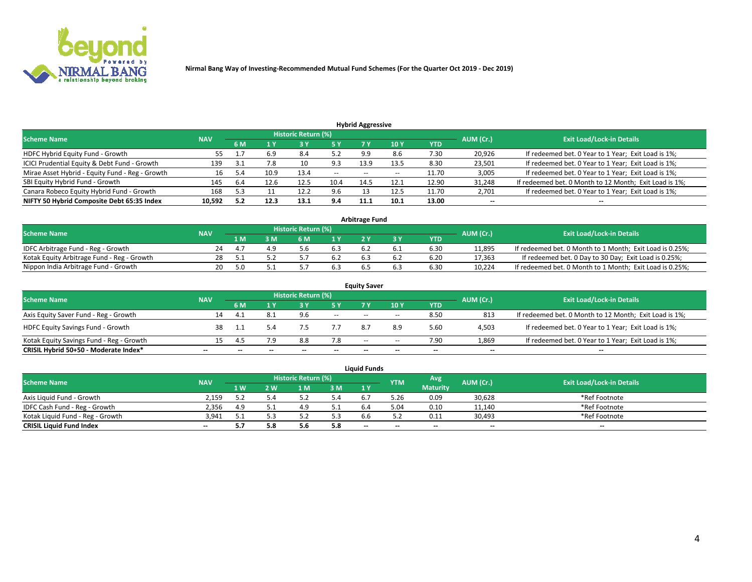Nirmal Bang Way of Investing-Recommended Mutual Fund Schemes (For the Quarter Oct 2019 - Dec 2019)

## Hybrid Aggressive

| Scheme Name | NAV | Historic Return (%) | | | | | | | AUM (Cr.) | Exit Load/Lock-in Details |
|---|---|---|---|---|---|---|---|---|---|---|
| | | 6 M | 1 Y | 3 Y | 5 Y | 7 Y | 10 Y | YTD | | |
| HDFC Hybrid Equity Fund - Growth | 55 | 1.7 | 6.9 | 8.4 | 5.2 | 9.9 | 8.6 | 7.30 | 20,926 | If redeemed bet. 0 Year to 1 Year; Exit Load is 1%; |
| ICICI Prudential Equity & Debt Fund - Growth | 139 | 3.1 | 7.8 | 10 | 9.3 | 13.9 | 13.5 | 8.30 | 23,501 | If redeemed bet. 0 Year to 1 Year; Exit Load is 1%; |
| Mirae Asset Hybrid - Equity Fund - Reg - Growth | 16 | 5.4 | 10.9 | 13.4 | -- | -- | -- | 11.70 | 3,005 | If redeemed bet. 0 Year to 1 Year; Exit Load is 1%; |
| SBI Equity Hybrid Fund - Growth | 145 | 6.4 | 12.6 | 12.5 | 10.4 | 14.5 | 12.1 | 12.90 | 31,248 | If redeemed bet. 0 Month to 12 Month; Exit Load is 1%; |
| Canara Robeco Equity Hybrid Fund - Growth | 168 | 5.3 | 11 | 12.2 | 9.6 | 13 | 12.5 | 11.70 | 2,701 | If redeemed bet. 0 Year to 1 Year; Exit Load is 1%; |
| **NIFTY 50 Hybrid Composite Debt 65:35 Index** | **10,592** | **5.2** | **12.3** | **13.1** | **9.4** | **11.1** | **10.1** | **13.00** | **--** | **--** |

## Arbitrage Fund

| Scheme Name | NAV | Historic Return (%) | | | | | | | AUM (Cr.) | Exit Load/Lock-in Details |
|---|---|---|---|---|---|---|---|---|---|---|
| | | 1 M | 3 M | 6 M | 1 Y | 2 Y | 3 Y | YTD | | |
| IDFC Arbitrage Fund - Reg - Growth | 24 | 4.7 | 4.9 | 5.6 | 6.3 | 6.2 | 6.1 | 6.30 | 11,895 | If redeemed bet. 0 Month to 1 Month; Exit Load is 0.25%; |
| Kotak Equity Arbitrage Fund - Reg - Growth | 28 | 5.1 | 5.2 | 5.7 | 6.2 | 6.3 | 6.2 | 6.20 | 17,363 | If redeemed bet. 0 Day to 30 Day; Exit Load is 0.25%; |
| Nippon India Arbitrage Fund - Growth | 20 | 5.0 | 5.1 | 5.7 | 6.3 | 6.5 | 6.3 | 6.30 | 10,224 | If redeemed bet. 0 Month to 1 Month; Exit Load is 0.25%; |

## Equity Saver

| Scheme Name | NAV | Historic Return (%) | | | | | | | AUM (Cr.) | Exit Load/Lock-in Details |
|---|---|---|---|---|---|---|---|---|---|---|
| | | 6 M | 1 Y | 3 Y | 5 Y | 7 Y | 10 Y | YTD | | |
| Axis Equity Saver Fund - Reg - Growth | 14 | 4.1 | 8.1 | 9.6 | -- | -- | -- | 8.50 | 813 | If redeemed bet. 0 Month to 12 Month; Exit Load is 1%; |
| HDFC Equity Savings Fund - Growth | 38 | 1.1 | 5.4 | 7.5 | 7.7 | 8.7 | 8.9 | 5.60 | 4,503 | If redeemed bet. 0 Year to 1 Year; Exit Load is 1%; |
| Kotak Equity Savings Fund - Reg - Growth | 15 | 4.5 | 7.9 | 8.8 | 7.8 | -- | -- | 7.90 | 1,869 | If redeemed bet. 0 Year to 1 Year; Exit Load is 1%; |
| **CRISIL Hybrid 50+50 - Moderate Index*** | **--** | **--** | **--** | **--** | **--** | **--** | **--** | **--** | **--** | **--** |

## Liquid Funds

| Scheme Name | NAV | Historic Return (%) | | | | | YTM | Avg Maturity | AUM (Cr.) | Exit Load/Lock-in Details |
|---|---|---|---|---|---|---|---|---|---|---|
| | | 1 W | 2 W | 1 M | 3 M | 1 Y | | | | |
| Axis Liquid Fund - Growth | 2,159 | 5.2 | 5.4 | 5.2 | 5.4 | 6.7 | 5.26 | 0.09 | 30,628 | *Ref Footnote |
| IDFC Cash Fund - Reg - Growth | 2,356 | 4.9 | 5.1 | 4.9 | 5.1 | 6.4 | 5.04 | 0.10 | 11,140 | *Ref Footnote |
| Kotak Liquid Fund - Reg - Growth | 3,941 | 5.1 | 5.3 | 5.2 | 5.3 | 6.6 | 5.2 | 0.11 | 30,493 | *Ref Footnote |
| **CRISIL Liquid Fund Index** | **--** | **5.7** | **5.8** | **5.6** | **5.8** | **--** | **--** | **--** | **--** | **--** |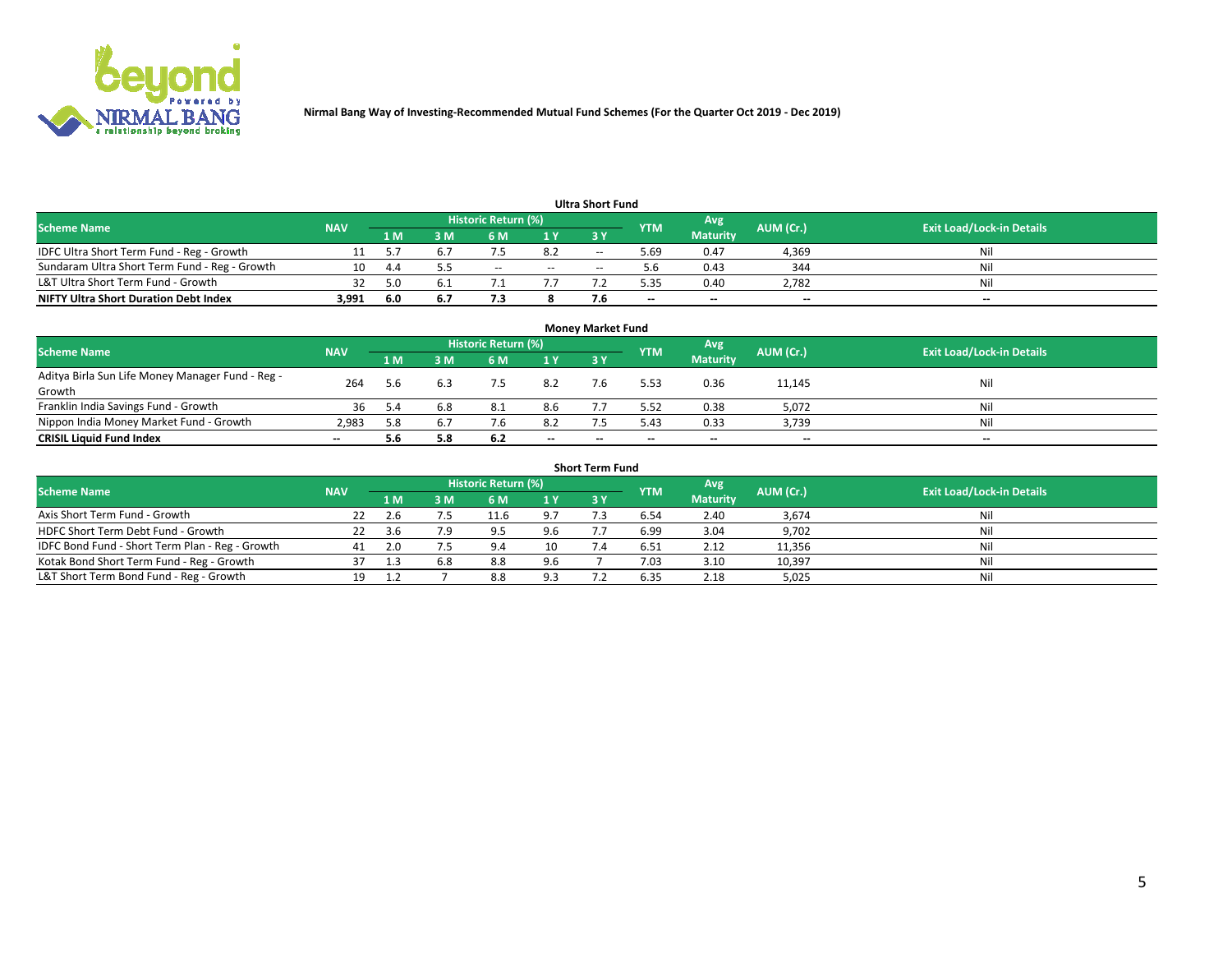Nirmal Bang Way of Investing-Recommended Mutual Fund Schemes (For the Quarter Oct 2019 - Dec 2019)

### Ultra Short Fund

| Scheme Name | NAV | Historic Return (%) | | | | | YTM | Avg Maturity | AUM (Cr.) | Exit Load/Lock-in Details |
|---|---|---|---|---|---|---|---|---|---|---|
| | | 1 M | 3 M | 6 M | 1 Y | 3 Y | | | | |
| IDFC Ultra Short Term Fund - Reg - Growth | 11 | 5.7 | 6.7 | 7.5 | 8.2 | -- | 5.69 | 0.47 | 4,369 | Nil |
| Sundaram Ultra Short Term Fund - Reg - Growth | 10 | 4.4 | 5.5 | -- | -- | -- | 5.6 | 0.43 | 344 | Nil |
| L&T Ultra Short Term Fund - Growth | 32 | 5.0 | 6.1 | 7.1 | 7.7 | 7.2 | 5.35 | 0.40 | 2,782 | Nil |
| **NIFTY Ultra Short Duration Debt Index** | **3,991** | **6.0** | **6.7** | **7.3** | **8** | **7.6** | **--** | **--** | **--** | **--** |

### Money Market Fund

| Scheme Name | NAV | Historic Return (%) | | | | | YTM | Avg Maturity | AUM (Cr.) | Exit Load/Lock-in Details |
|---|---|---|---|---|---|---|---|---|---|---|
| | | 1 M | 3 M | 6 M | 1 Y | 3 Y | | | | |
| Aditya Birla Sun Life Money Manager Fund - Reg - Growth | 264 | 5.6 | 6.3 | 7.5 | 8.2 | 7.6 | 5.53 | 0.36 | 11,145 | Nil |
| Franklin India Savings Fund - Growth | 36 | 5.4 | 6.8 | 8.1 | 8.6 | 7.7 | 5.52 | 0.38 | 5,072 | Nil |
| Nippon India Money Market Fund - Growth | 2,983 | 5.8 | 6.7 | 7.6 | 8.2 | 7.5 | 5.43 | 0.33 | 3,739 | Nil |
| **CRISIL Liquid Fund Index** | **--** | **5.6** | **5.8** | **6.2** | **--** | **--** | **--** | **--** | **--** | **--** |

### Short Term Fund

| Scheme Name | NAV | Historic Return (%) | | | | | YTM | Avg Maturity | AUM (Cr.) | Exit Load/Lock-in Details |
|---|---|---|---|---|---|---|---|---|---|---|
| | | 1 M | 3 M | 6 M | 1 Y | 3 Y | | | | |
| Axis Short Term Fund - Growth | 22 | 2.6 | 7.5 | 11.6 | 9.7 | 7.3 | 6.54 | 2.40 | 3,674 | Nil |
| HDFC Short Term Debt Fund - Growth | 22 | 3.6 | 7.9 | 9.5 | 9.6 | 7.7 | 6.99 | 3.04 | 9,702 | Nil |
| IDFC Bond Fund - Short Term Plan - Reg - Growth | 41 | 2.0 | 7.5 | 9.4 | 10 | 7.4 | 6.51 | 2.12 | 11,356 | Nil |
| Kotak Bond Short Term Fund - Reg - Growth | 37 | 1.3 | 6.8 | 8.8 | 9.6 | 7 | 7.03 | 3.10 | 10,397 | Nil |
| L&T Short Term Bond Fund - Reg - Growth | 19 | 1.2 | 7 | 8.8 | 9.3 | 7.2 | 6.35 | 2.18 | 5,025 | Nil |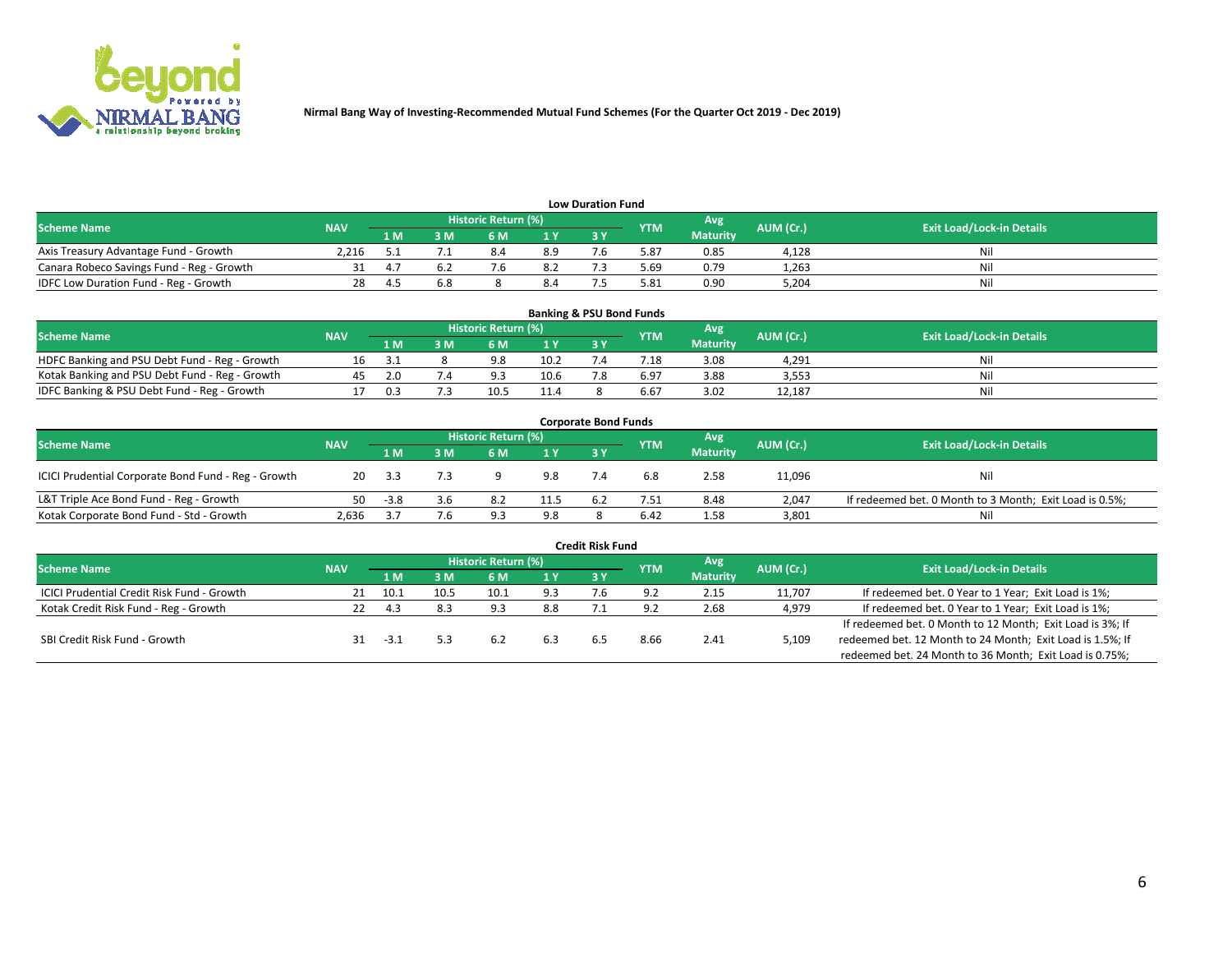Nirmal Bang Way of Investing-Recommended Mutual Fund Schemes (For the Quarter Oct 2019 - Dec 2019)

## Low Duration Fund

| Scheme Name | NAV | Historic Return (%) | | | | | YTM | Avg Maturity | AUM (Cr.) | Exit Load/Lock-in Details |
|---|---|---|---|---|---|---|---|---|---|---|
| | | 1 M | 3 M | 6 M | 1 Y | 3 Y | | | | |
| Axis Treasury Advantage Fund - Growth | 2,216 | 5.1 | 7.1 | 8.4 | 8.9 | 7.6 | 5.87 | 0.85 | 4,128 | Nil |
| Canara Robeco Savings Fund - Reg - Growth | 31 | 4.7 | 6.2 | 7.6 | 8.2 | 7.3 | 5.69 | 0.79 | 1,263 | Nil |
| IDFC Low Duration Fund - Reg - Growth | 28 | 4.5 | 6.8 | 8 | 8.4 | 7.5 | 5.81 | 0.90 | 5,204 | Nil |

## Banking & PSU Bond Funds

| Scheme Name | NAV | Historic Return (%) | | | | | YTM | Avg Maturity | AUM (Cr.) | Exit Load/Lock-in Details |
|---|---|---|---|---|---|---|---|---|---|---|
| | | 1 M | 3 M | 6 M | 1 Y | 3 Y | | | | |
| HDFC Banking and PSU Debt Fund - Reg - Growth | 16 | 3.1 | 8 | 9.8 | 10.2 | 7.4 | 7.18 | 3.08 | 4,291 | Nil |
| Kotak Banking and PSU Debt Fund - Reg - Growth | 45 | 2.0 | 7.4 | 9.3 | 10.6 | 7.8 | 6.97 | 3.88 | 3,553 | Nil |
| IDFC Banking & PSU Debt Fund - Reg - Growth | 17 | 0.3 | 7.3 | 10.5 | 11.4 | 8 | 6.67 | 3.02 | 12,187 | Nil |

## Corporate Bond Funds

| Scheme Name | NAV | Historic Return (%) | | | | | YTM | Avg Maturity | AUM (Cr.) | Exit Load/Lock-in Details |
|---|---|---|---|---|---|---|---|---|---|---|
| | | 1 M | 3 M | 6 M | 1 Y | 3 Y | | | | |
| ICICI Prudential Corporate Bond Fund - Reg - Growth | 20 | 3.3 | 7.3 | 9 | 9.8 | 7.4 | 6.8 | 2.58 | 11,096 | Nil |
| L&T Triple Ace Bond Fund - Reg - Growth | 50 | -3.8 | 3.6 | 8.2 | 11.5 | 6.2 | 7.51 | 8.48 | 2,047 | If redeemed bet. 0 Month to 3 Month; Exit Load is 0.5%; |
| Kotak Corporate Bond Fund - Std - Growth | 2,636 | 3.7 | 7.6 | 9.3 | 9.8 | 8 | 6.42 | 1.58 | 3,801 | Nil |

## Credit Risk Fund

| Scheme Name | NAV | Historic Return (%) | | | | | YTM | Avg Maturity | AUM (Cr.) | Exit Load/Lock-in Details |
|---|---|---|---|---|---|---|---|---|---|---|
| | | 1 M | 3 M | 6 M | 1 Y | 3 Y | | | | |
| ICICI Prudential Credit Risk Fund - Growth | 21 | 10.1 | 10.5 | 10.1 | 9.3 | 7.6 | 9.2 | 2.15 | 11,707 | If redeemed bet. 0 Year to 1 Year; Exit Load is 1%; |
| Kotak Credit Risk Fund - Reg - Growth | 22 | 4.3 | 8.3 | 9.3 | 8.8 | 7.1 | 9.2 | 2.68 | 4,979 | If redeemed bet. 0 Year to 1 Year; Exit Load is 1%; |
| SBI Credit Risk Fund - Growth | 31 | -3.1 | 5.3 | 6.2 | 6.3 | 6.5 | 8.66 | 2.41 | 5,109 | If redeemed bet. 0 Month to 12 Month; Exit Load is 3%; If redeemed bet. 12 Month to 24 Month; Exit Load is 1.5%; If redeemed bet. 24 Month to 36 Month; Exit Load is 0.75%; |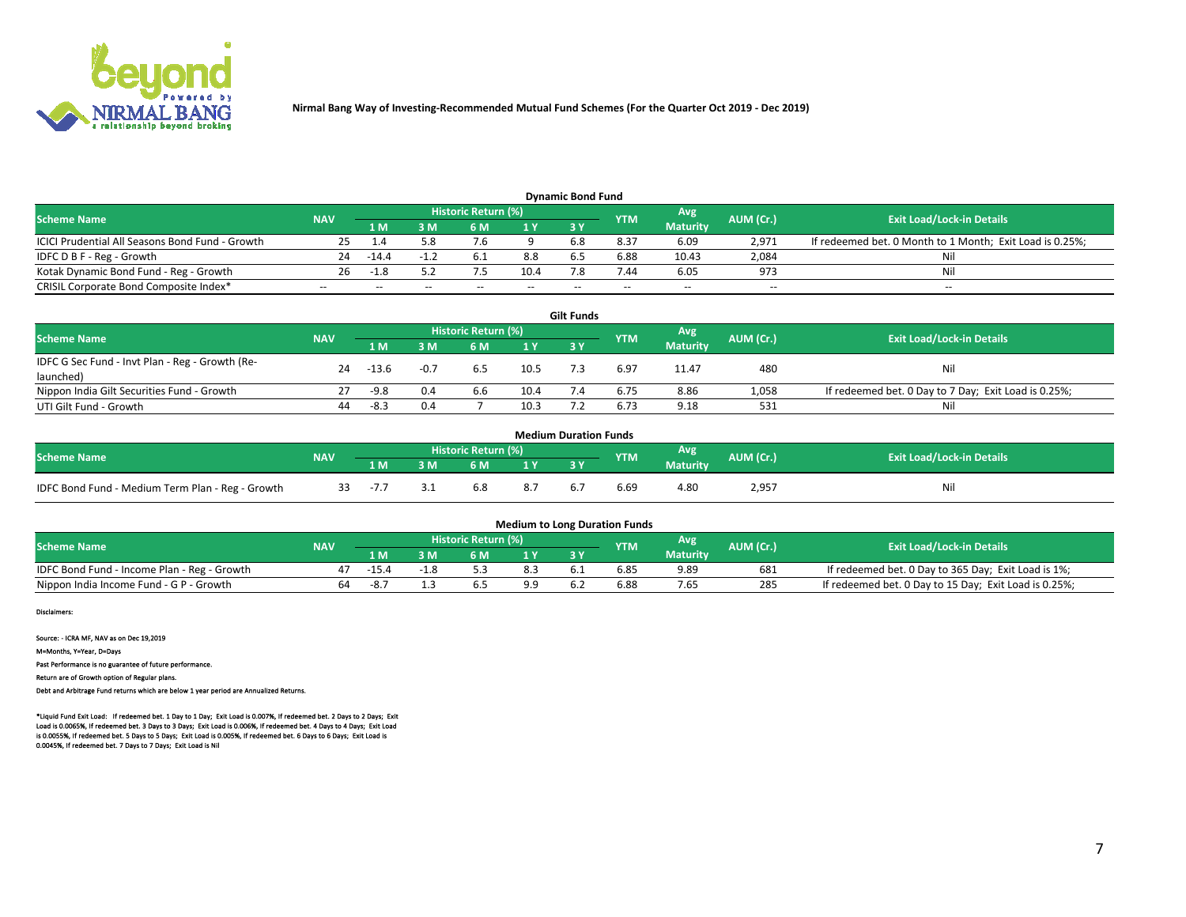Nirmal Bang Way of Investing-Recommended Mutual Fund Schemes (For the Quarter Oct 2019 - Dec 2019)

## Dynamic Bond Fund

| Scheme Name | NAV | Historic Return (%) | | | | | YTM | Avg Maturity | AUM (Cr.) | Exit Load/Lock-in Details |
|---|---|---|---|---|---|---|---|---|---|---|
| | | 1 M | 3 M | 6 M | 1 Y | 3 Y | | | | |
| ICICI Prudential All Seasons Bond Fund - Growth | 25 | 1.4 | 5.8 | 7.6 | 9 | 6.8 | 8.37 | 6.09 | 2,971 | If redeemed bet. 0 Month to 1 Month; Exit Load is 0.25%; |
| IDFC D B F - Reg - Growth | 24 | -14.4 | -1.2 | 6.1 | 8.8 | 6.5 | 6.88 | 10.43 | 2,084 | Nil |
| Kotak Dynamic Bond Fund - Reg - Growth | 26 | -1.8 | 5.2 | 7.5 | 10.4 | 7.8 | 7.44 | 6.05 | 973 | Nil |
| CRISIL Corporate Bond Composite Index* | -- | -- | -- | -- | -- | -- | -- | -- | -- | -- |

## Gilt Funds

| Scheme Name | NAV | Historic Return (%) | | | | | YTM | Avg Maturity | AUM (Cr.) | Exit Load/Lock-in Details |
|---|---|---|---|---|---|---|---|---|---|---|
| | | 1 M | 3 M | 6 M | 1 Y | 3 Y | | | | |
| IDFC G Sec Fund - Invt Plan - Reg - Growth (Re-launched) | 24 | -13.6 | -0.7 | 6.5 | 10.5 | 7.3 | 6.97 | 11.47 | 480 | Nil |
| Nippon India Gilt Securities Fund - Growth | 27 | -9.8 | 0.4 | 6.6 | 10.4 | 7.4 | 6.75 | 8.86 | 1,058 | If redeemed bet. 0 Day to 7 Day; Exit Load is 0.25%; |
| UTI Gilt Fund - Growth | 44 | -8.3 | 0.4 | 7 | 10.3 | 7.2 | 6.73 | 9.18 | 531 | Nil |

## Medium Duration Funds

| Scheme Name | NAV | Historic Return (%) | | | | | YTM | Avg Maturity | AUM (Cr.) | Exit Load/Lock-in Details |
|---|---|---|---|---|---|---|---|---|---|---|
| | | 1 M | 3 M | 6 M | 1 Y | 3 Y | | | | |
| IDFC Bond Fund - Medium Term Plan - Reg - Growth | 33 | -7.7 | 3.1 | 6.8 | 8.7 | 6.7 | 6.69 | 4.80 | 2,957 | Nil |

## Medium to Long Duration Funds

| Scheme Name | NAV | Historic Return (%) | | | | | YTM | Avg Maturity | AUM (Cr.) | Exit Load/Lock-in Details |
|---|---|---|---|---|---|---|---|---|---|---|
| | | 1 M | 3 M | 6 M | 1 Y | 3 Y | | | | |
| IDFC Bond Fund - Income Plan - Reg - Growth | 47 | -15.4 | -1.8 | 5.3 | 8.3 | 6.1 | 6.85 | 9.89 | 681 | If redeemed bet. 0 Day to 365 Day; Exit Load is 1%; |
| Nippon India Income Fund - G P - Growth | 64 | -8.7 | 1.3 | 6.5 | 9.9 | 6.2 | 6.88 | 7.65 | 285 | If redeemed bet. 0 Day to 15 Day; Exit Load is 0.25%; |

Disclaimers:

Source: - ICRA MF, NAV as on Dec 19,2019

M=Months, Y=Year, D=Days

Past Performance is no guarantee of future performance.

Return are of Growth option of Regular plans.

Debt and Arbitrage Fund returns which are below 1 year period are Annualized Returns.

*Liquid Fund Exit Load: If redeemed bet. 1 Day to 1 Day; Exit Load is 0.007%, If redeemed bet. 2 Days to 2 Days; Exit Load is 0.0065%, If redeemed bet. 3 Days to 3 Days; Exit Load is 0.006%, If redeemed bet. 4 Days to 4 Days; Exit Load is 0.0055%, If redeemed bet. 5 Days to 5 Days; Exit Load is 0.005%, If redeemed bet. 6 Days to 6 Days; Exit Load is 0.0045%, If redeemed bet. 7 Days to 7 Days; Exit Load is Nil